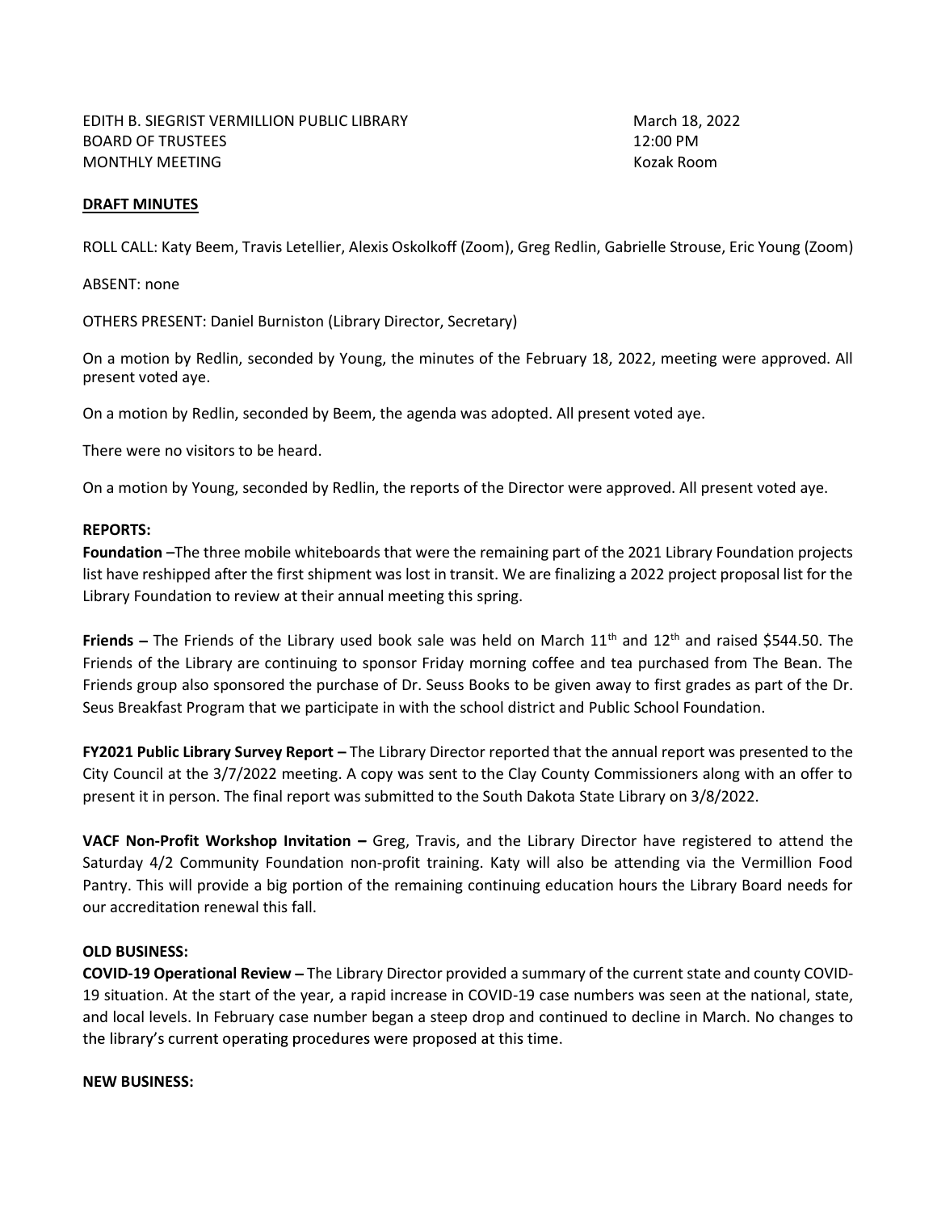EDITH B. SIEGRIST VERMILLION PUBLIC LIBRARY
BOARD OF TRUSTEES
MONTHLY MEETING

March 18, 2022
12:00 PM
Kozak Room

**DRAFT MINUTES**

ROLL CALL: Katy Beem, Travis Letellier, Alexis Oskolkoff (Zoom), Greg Redlin, Gabrielle Strouse, Eric Young (Zoom)

ABSENT: none

OTHERS PRESENT: Daniel Burniston (Library Director, Secretary)

On a motion by Redlin, seconded by Young, the minutes of the February 18, 2022, meeting were approved. All present voted aye.

On a motion by Redlin, seconded by Beem, the agenda was adopted. All present voted aye.

There were no visitors to be heard.

On a motion by Young, seconded by Redlin, the reports of the Director were approved. All present voted aye.

**REPORTS:**

**Foundation** –The three mobile whiteboards that were the remaining part of the 2021 Library Foundation projects list have reshipped after the first shipment was lost in transit. We are finalizing a 2022 project proposal list for the Library Foundation to review at their annual meeting this spring.

**Friends –** The Friends of the Library used book sale was held on March 11th and 12th and raised $544.50. The Friends of the Library are continuing to sponsor Friday morning coffee and tea purchased from The Bean. The Friends group also sponsored the purchase of Dr. Seuss Books to be given away to first grades as part of the Dr. Seus Breakfast Program that we participate in with the school district and Public School Foundation.

**FY2021 Public Library Survey Report –** The Library Director reported that the annual report was presented to the City Council at the 3/7/2022 meeting. A copy was sent to the Clay County Commissioners along with an offer to present it in person. The final report was submitted to the South Dakota State Library on 3/8/2022.

**VACF Non-Profit Workshop Invitation –** Greg, Travis, and the Library Director have registered to attend the Saturday 4/2 Community Foundation non-profit training. Katy will also be attending via the Vermillion Food Pantry. This will provide a big portion of the remaining continuing education hours the Library Board needs for our accreditation renewal this fall.

**OLD BUSINESS:**

**COVID-19 Operational Review –** The Library Director provided a summary of the current state and county COVID-19 situation. At the start of the year, a rapid increase in COVID-19 case numbers was seen at the national, state, and local levels. In February case number began a steep drop and continued to decline in March. No changes to the library's current operating procedures were proposed at this time.

**NEW BUSINESS:**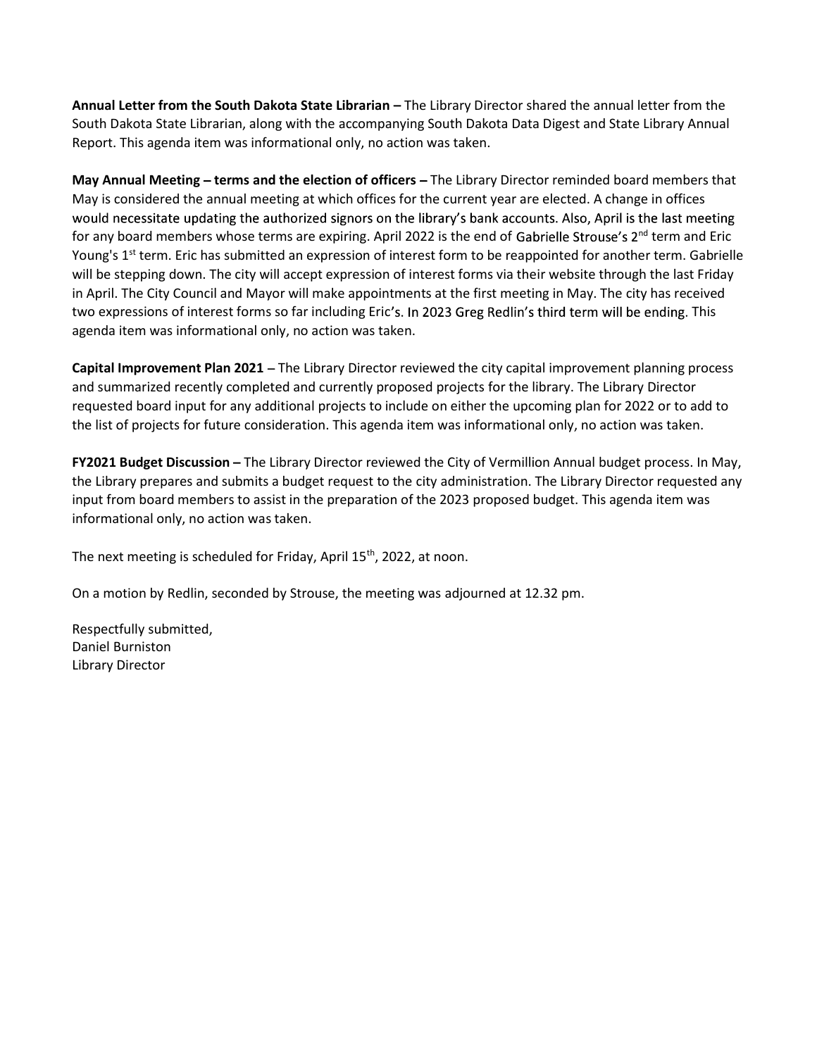**Annual Letter from the South Dakota State Librarian –** The Library Director shared the annual letter from the South Dakota State Librarian, along with the accompanying South Dakota Data Digest and State Library Annual Report. This agenda item was informational only, no action was taken.

**May Annual Meeting – terms and the election of officers –** The Library Director reminded board members that May is considered the annual meeting at which offices for the current year are elected. A change in offices would necessitate updating the authorized signors on the library's bank accounts. Also, April is the last meeting for any board members whose terms are expiring. April 2022 is the end of Gabrielle Strouse's 2nd term and Eric Young's 1st term. Eric has submitted an expression of interest form to be reappointed for another term. Gabrielle will be stepping down. The city will accept expression of interest forms via their website through the last Friday in April. The City Council and Mayor will make appointments at the first meeting in May. The city has received two expressions of interest forms so far including Eric's. In 2023 Greg Redlin's third term will be ending. This agenda item was informational only, no action was taken.

**Capital Improvement Plan 2021 –** The Library Director reviewed the city capital improvement planning process and summarized recently completed and currently proposed projects for the library. The Library Director requested board input for any additional projects to include on either the upcoming plan for 2022 or to add to the list of projects for future consideration. This agenda item was informational only, no action was taken.

**FY2021 Budget Discussion –** The Library Director reviewed the City of Vermillion Annual budget process. In May, the Library prepares and submits a budget request to the city administration. The Library Director requested any input from board members to assist in the preparation of the 2023 proposed budget. This agenda item was informational only, no action was taken.

The next meeting is scheduled for Friday, April 15th, 2022, at noon.

On a motion by Redlin, seconded by Strouse, the meeting was adjourned at 12.32 pm.

Respectfully submitted,
Daniel Burniston
Library Director